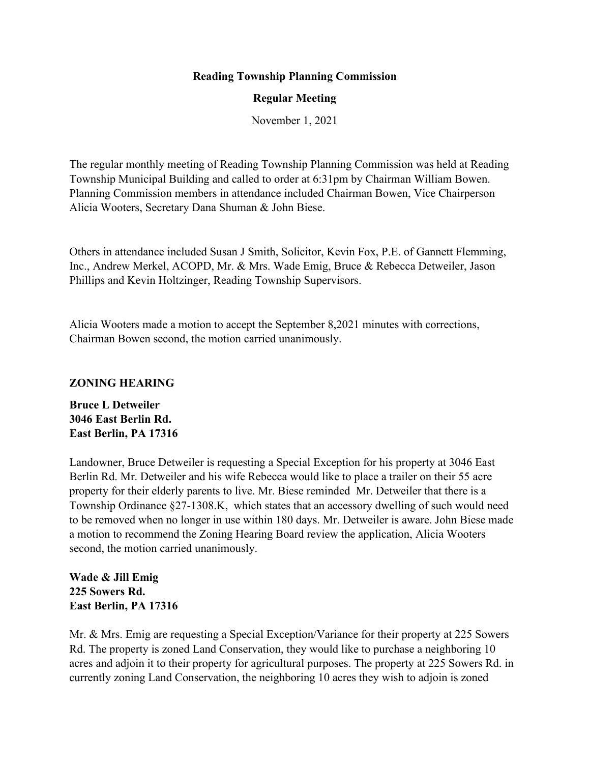**Reading Township Planning Commission**

**Regular Meeting**

November 1, 2021

The regular monthly meeting of Reading Township Planning Commission was held at Reading Township Municipal Building and called to order at 6:31pm by Chairman William Bowen. Planning Commission members in attendance included Chairman Bowen, Vice Chairperson Alicia Wooters, Secretary Dana Shuman & John Biese.

Others in attendance included Susan J Smith, Solicitor, Kevin Fox, P.E. of Gannett Flemming, Inc., Andrew Merkel, ACOPD, Mr. & Mrs. Wade Emig, Bruce & Rebecca Detweiler, Jason Phillips and Kevin Holtzinger, Reading Township Supervisors.

Alicia Wooters made a motion to accept the September 8,2021 minutes with corrections, Chairman Bowen second, the motion carried unanimously.

## ZONING HEARING

**Bruce L Detweiler**
**3046 East Berlin Rd.**
**East Berlin, PA 17316**

Landowner, Bruce Detweiler is requesting a Special Exception for his property at 3046 East Berlin Rd. Mr. Detweiler and his wife Rebecca would like to place a trailer on their 55 acre property for their elderly parents to live. Mr. Biese reminded Mr. Detweiler that there is a Township Ordinance §27-1308.K, which states that an accessory dwelling of such would need to be removed when no longer in use within 180 days. Mr. Detweiler is aware. John Biese made a motion to recommend the Zoning Hearing Board review the application, Alicia Wooters second, the motion carried unanimously.

**Wade & Jill Emig**
**225 Sowers Rd.**
**East Berlin, PA 17316**

Mr. & Mrs. Emig are requesting a Special Exception/Variance for their property at 225 Sowers Rd. The property is zoned Land Conservation, they would like to purchase a neighboring 10 acres and adjoin it to their property for agricultural purposes. The property at 225 Sowers Rd. in currently zoning Land Conservation, the neighboring 10 acres they wish to adjoin is zoned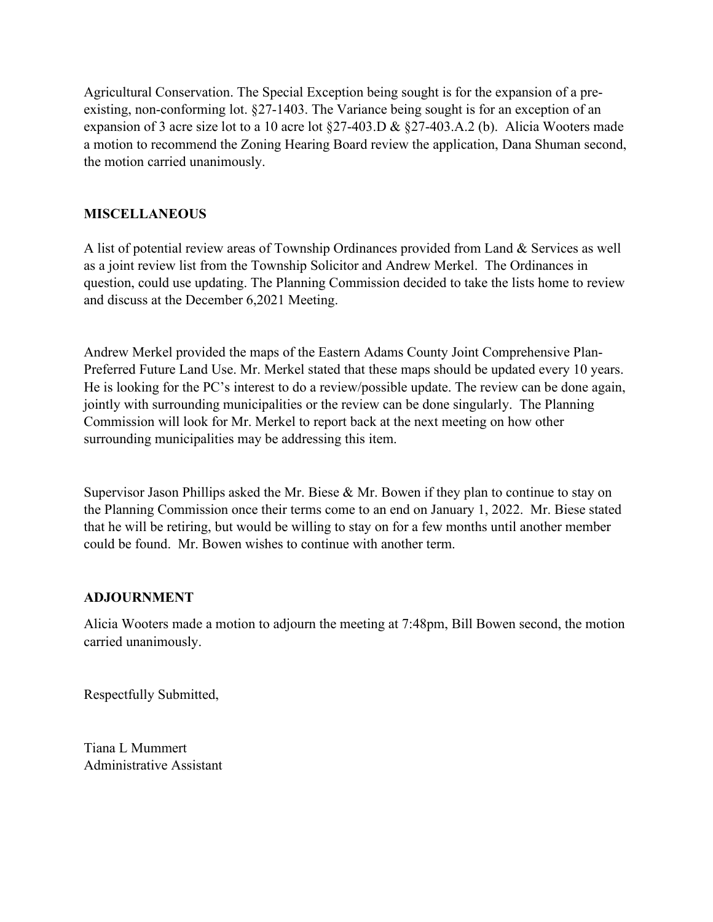Agricultural Conservation. The Special Exception being sought is for the expansion of a pre-existing, non-conforming lot. §27-1403. The Variance being sought is for an exception of an expansion of 3 acre size lot to a 10 acre lot §27-403.D & §27-403.A.2 (b). Alicia Wooters made a motion to recommend the Zoning Hearing Board review the application, Dana Shuman second, the motion carried unanimously.

## MISCELLANEOUS

A list of potential review areas of Township Ordinances provided from Land & Services as well as a joint review list from the Township Solicitor and Andrew Merkel. The Ordinances in question, could use updating. The Planning Commission decided to take the lists home to review and discuss at the December 6,2021 Meeting.

Andrew Merkel provided the maps of the Eastern Adams County Joint Comprehensive Plan-Preferred Future Land Use. Mr. Merkel stated that these maps should be updated every 10 years. He is looking for the PC's interest to do a review/possible update. The review can be done again, jointly with surrounding municipalities or the review can be done singularly. The Planning Commission will look for Mr. Merkel to report back at the next meeting on how other surrounding municipalities may be addressing this item.

Supervisor Jason Phillips asked the Mr. Biese & Mr. Bowen if they plan to continue to stay on the Planning Commission once their terms come to an end on January 1, 2022. Mr. Biese stated that he will be retiring, but would be willing to stay on for a few months until another member could be found. Mr. Bowen wishes to continue with another term.

## ADJOURNMENT

Alicia Wooters made a motion to adjourn the meeting at 7:48pm, Bill Bowen second, the motion carried unanimously.

Respectfully Submitted,

Tiana L Mummert
Administrative Assistant